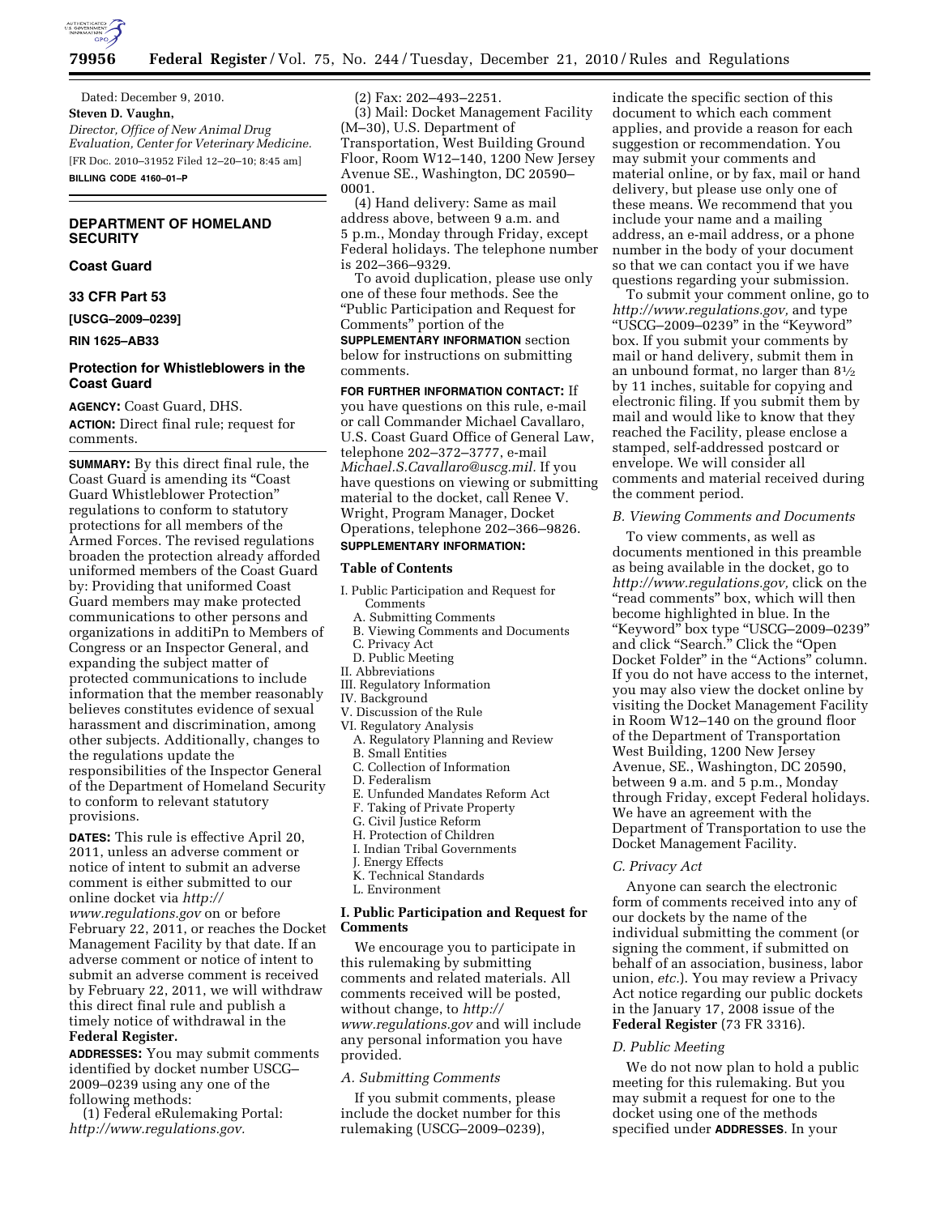Dated: December 9, 2010.

**Steven D. Vaughn,**

*Director, Office of New Animal Drug Evaluation, Center for Veterinary Medicine.*

[FR Doc. 2010–31952 Filed 12–20–10; 8:45 am]

**BILLING CODE 4160–01–P**

## DEPARTMENT OF HOMELAND SECURITY

### Coast Guard

### 33 CFR Part 53

**[USCG–2009–0239]**

**RIN 1625–AB33**

### Protection for Whistleblowers in the Coast Guard

**AGENCY:** Coast Guard, DHS.

**ACTION:** Direct final rule; request for comments.

**SUMMARY:** By this direct final rule, the Coast Guard is amending its "Coast Guard Whistleblower Protection" regulations to conform to statutory protections for all members of the Armed Forces. The revised regulations broaden the protection already afforded uniformed members of the Coast Guard by: Providing that uniformed Coast Guard members may make protected communications to other persons and organizations in additiPn to Members of Congress or an Inspector General, and expanding the subject matter of protected communications to include information that the member reasonably believes constitutes evidence of sexual harassment and discrimination, among other subjects. Additionally, changes to the regulations update the responsibilities of the Inspector General of the Department of Homeland Security to conform to relevant statutory provisions.

**DATES:** This rule is effective April 20, 2011, unless an adverse comment or notice of intent to submit an adverse comment is either submitted to our online docket via *http://www.regulations.gov* on or before February 22, 2011, or reaches the Docket Management Facility by that date. If an adverse comment or notice of intent to submit an adverse comment is received by February 22, 2011, we will withdraw this direct final rule and publish a timely notice of withdrawal in the **Federal Register.**

**ADDRESSES:** You may submit comments identified by docket number USCG–2009–0239 using any one of the following methods:

(1) Federal eRulemaking Portal: *http://www.regulations.gov.*

(2) Fax: 202–493–2251.

(3) Mail: Docket Management Facility (M–30), U.S. Department of Transportation, West Building Ground Floor, Room W12–140, 1200 New Jersey Avenue SE., Washington, DC 20590–0001.

(4) Hand delivery: Same as mail address above, between 9 a.m. and 5 p.m., Monday through Friday, except Federal holidays. The telephone number is 202–366–9329.

To avoid duplication, please use only one of these four methods. See the "Public Participation and Request for Comments" portion of the **SUPPLEMENTARY INFORMATION** section below for instructions on submitting comments.

**FOR FURTHER INFORMATION CONTACT:** If you have questions on this rule, e-mail or call Commander Michael Cavallaro, U.S. Coast Guard Office of General Law, telephone 202–372–3777, e-mail *Michael.S.Cavallaro@uscg.mil.* If you have questions on viewing or submitting material to the docket, call Renee V. Wright, Program Manager, Docket Operations, telephone 202–366–9826.

**SUPPLEMENTARY INFORMATION:**

**Table of Contents**

- I. Public Participation and Request for Comments
  - A. Submitting Comments
  - B. Viewing Comments and Documents
  - C. Privacy Act
  - D. Public Meeting
- II. Abbreviations
- III. Regulatory Information
- IV. Background
- V. Discussion of the Rule
- VI. Regulatory Analysis
  - A. Regulatory Planning and Review
  - B. Small Entities
  - C. Collection of Information
  - D. Federalism
  - E. Unfunded Mandates Reform Act
  - F. Taking of Private Property
  - G. Civil Justice Reform
  - H. Protection of Children
  - I. Indian Tribal Governments
  - J. Energy Effects
  - K. Technical Standards
  - L. Environment

## I. Public Participation and Request for Comments

We encourage you to participate in this rulemaking by submitting comments and related materials. All comments received will be posted, without change, to *http://www.regulations.gov* and will include any personal information you have provided.

### *A. Submitting Comments*

If you submit comments, please include the docket number for this rulemaking (USCG–2009–0239), indicate the specific section of this document to which each comment applies, and provide a reason for each suggestion or recommendation. You may submit your comments and material online, or by fax, mail or hand delivery, but please use only one of these means. We recommend that you include your name and a mailing address, an e-mail address, or a phone number in the body of your document so that we can contact you if we have questions regarding your submission.

To submit your comment online, go to *http://www.regulations.gov,* and type "USCG–2009–0239" in the "Keyword" box. If you submit your comments by mail or hand delivery, submit them in an unbound format, no larger than 8½ by 11 inches, suitable for copying and electronic filing. If you submit them by mail and would like to know that they reached the Facility, please enclose a stamped, self-addressed postcard or envelope. We will consider all comments and material received during the comment period.

### *B. Viewing Comments and Documents*

To view comments, as well as documents mentioned in this preamble as being available in the docket, go to *http://www.regulations.gov,* click on the "read comments" box, which will then become highlighted in blue. In the "Keyword" box type "USCG–2009–0239" and click "Search." Click the "Open Docket Folder" in the "Actions" column. If you do not have access to the internet, you may also view the docket online by visiting the Docket Management Facility in Room W12–140 on the ground floor of the Department of Transportation West Building, 1200 New Jersey Avenue, SE., Washington, DC 20590, between 9 a.m. and 5 p.m., Monday through Friday, except Federal holidays. We have an agreement with the Department of Transportation to use the Docket Management Facility.

### *C. Privacy Act*

Anyone can search the electronic form of comments received into any of our dockets by the name of the individual submitting the comment (or signing the comment, if submitted on behalf of an association, business, labor union, *etc.*). You may review a Privacy Act notice regarding our public dockets in the January 17, 2008 issue of the **Federal Register** (73 FR 3316).

### *D. Public Meeting*

We do not now plan to hold a public meeting for this rulemaking. But you may submit a request for one to the docket using one of the methods specified under **ADDRESSES**. In your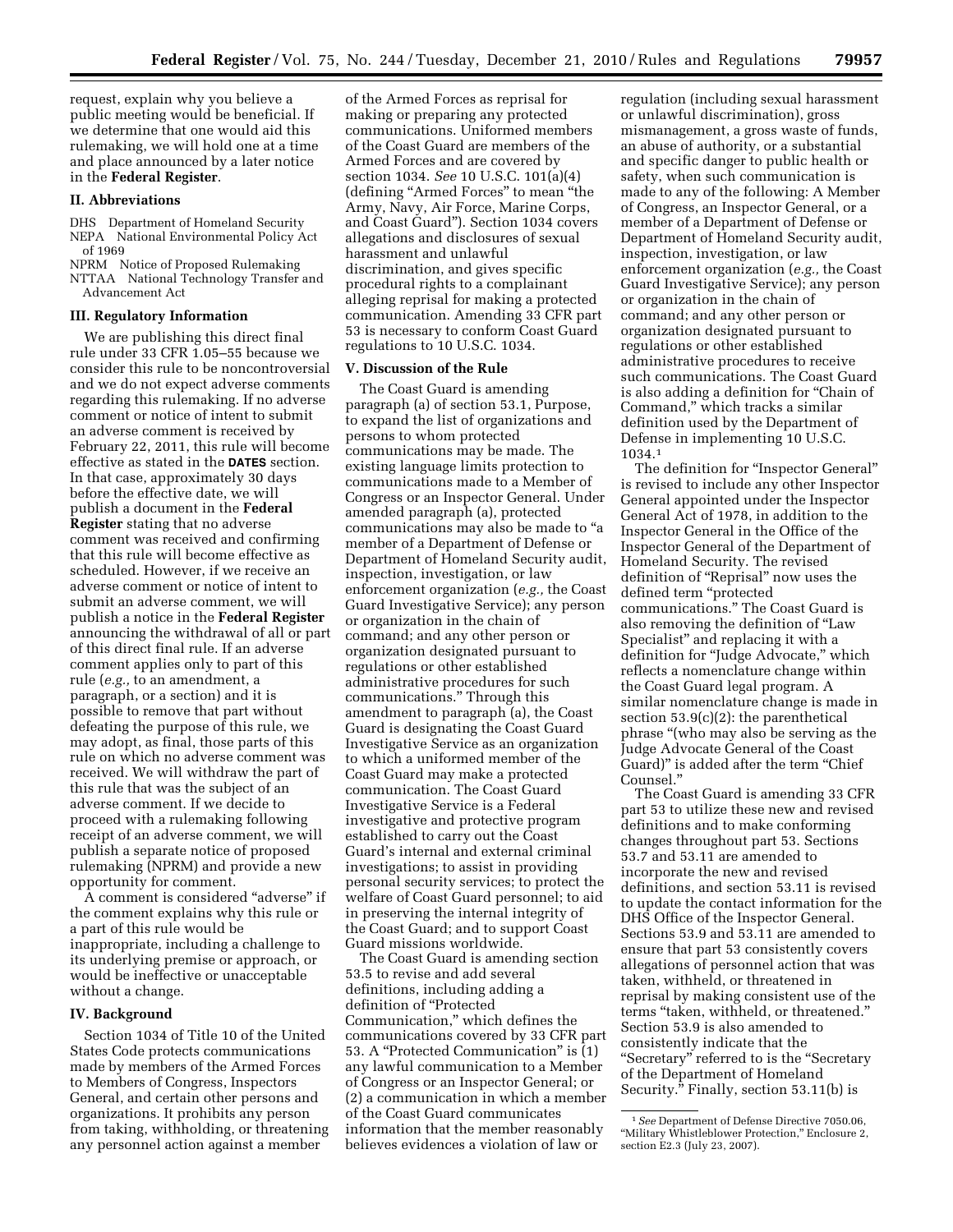request, explain why you believe a public meeting would be beneficial. If we determine that one would aid this rulemaking, we will hold one at a time and place announced by a later notice in the **Federal Register**.

## II. Abbreviations

DHS Department of Homeland Security
NEPA National Environmental Policy Act of 1969
NPRM Notice of Proposed Rulemaking
NTTAA National Technology Transfer and Advancement Act

## III. Regulatory Information

We are publishing this direct final rule under 33 CFR 1.05–55 because we consider this rule to be noncontroversial and we do not expect adverse comments regarding this rulemaking. If no adverse comment or notice of intent to submit an adverse comment is received by February 22, 2011, this rule will become effective as stated in the **DATES** section. In that case, approximately 30 days before the effective date, we will publish a document in the **Federal Register** stating that no adverse comment was received and confirming that this rule will become effective as scheduled. However, if we receive an adverse comment or notice of intent to submit an adverse comment, we will publish a notice in the **Federal Register** announcing the withdrawal of all or part of this direct final rule. If an adverse comment applies only to part of this rule (*e.g.,* to an amendment, a paragraph, or a section) and it is possible to remove that part without defeating the purpose of this rule, we may adopt, as final, those parts of this rule on which no adverse comment was received. We will withdraw the part of this rule that was the subject of an adverse comment. If we decide to proceed with a rulemaking following receipt of an adverse comment, we will publish a separate notice of proposed rulemaking (NPRM) and provide a new opportunity for comment.

A comment is considered "adverse" if the comment explains why this rule or a part of this rule would be inappropriate, including a challenge to its underlying premise or approach, or would be ineffective or unacceptable without a change.

## IV. Background

Section 1034 of Title 10 of the United States Code protects communications made by members of the Armed Forces to Members of Congress, Inspectors General, and certain other persons and organizations. It prohibits any person from taking, withholding, or threatening any personnel action against a member of the Armed Forces as reprisal for making or preparing any protected communications. Uniformed members of the Coast Guard are members of the Armed Forces and are covered by section 1034. *See* 10 U.S.C. 101(a)(4) (defining "Armed Forces" to mean "the Army, Navy, Air Force, Marine Corps, and Coast Guard"). Section 1034 covers allegations and disclosures of sexual harassment and unlawful discrimination, and gives specific procedural rights to a complainant alleging reprisal for making a protected communication. Amending 33 CFR part 53 is necessary to conform Coast Guard regulations to 10 U.S.C. 1034.

## V. Discussion of the Rule

The Coast Guard is amending paragraph (a) of section 53.1, Purpose, to expand the list of organizations and persons to whom protected communications may be made. The existing language limits protection to communications made to a Member of Congress or an Inspector General. Under amended paragraph (a), protected communications may also be made to "a member of a Department of Defense or Department of Homeland Security audit, inspection, investigation, or law enforcement organization (*e.g.,* the Coast Guard Investigative Service); any person or organization in the chain of command; and any other person or organization designated pursuant to regulations or other established administrative procedures for such communications." Through this amendment to paragraph (a), the Coast Guard is designating the Coast Guard Investigative Service as an organization to which a uniformed member of the Coast Guard may make a protected communication. The Coast Guard Investigative Service is a Federal investigative and protective program established to carry out the Coast Guard's internal and external criminal investigations; to assist in providing personal security services; to protect the welfare of Coast Guard personnel; to aid in preserving the internal integrity of the Coast Guard; and to support Coast Guard missions worldwide.

The Coast Guard is amending section 53.5 to revise and add several definitions, including adding a definition of "Protected Communication," which defines the communications covered by 33 CFR part 53. A "Protected Communication" is (1) any lawful communication to a Member of Congress or an Inspector General; or (2) a communication in which a member of the Coast Guard communicates information that the member reasonably believes evidences a violation of law or regulation (including sexual harassment or unlawful discrimination), gross mismanagement, a gross waste of funds, an abuse of authority, or a substantial and specific danger to public health or safety, when such communication is made to any of the following: A Member of Congress, an Inspector General, or a member of a Department of Defense or Department of Homeland Security audit, inspection, investigation, or law enforcement organization (*e.g.,* the Coast Guard Investigative Service); any person or organization in the chain of command; and any other person or organization designated pursuant to regulations or other established administrative procedures to receive such communications. The Coast Guard is also adding a definition for "Chain of Command," which tracks a similar definition used by the Department of Defense in implementing 10 U.S.C. 1034.[1]

The definition for "Inspector General" is revised to include any other Inspector General appointed under the Inspector General Act of 1978, in addition to the Inspector General in the Office of the Inspector General of the Department of Homeland Security. The revised definition of "Reprisal" now uses the defined term "protected communications." The Coast Guard is also removing the definition of "Law Specialist" and replacing it with a definition for "Judge Advocate," which reflects a nomenclature change within the Coast Guard legal program. A similar nomenclature change is made in section 53.9(c)(2): the parenthetical phrase "(who may also be serving as the Judge Advocate General of the Coast Guard)" is added after the term "Chief Counsel."

The Coast Guard is amending 33 CFR part 53 to utilize these new and revised definitions and to make conforming changes throughout part 53. Sections 53.7 and 53.11 are amended to incorporate the new and revised definitions, and section 53.11 is revised to update the contact information for the DHS Office of the Inspector General. Sections 53.9 and 53.11 are amended to ensure that part 53 consistently covers allegations of personnel action that was taken, withheld, or threatened in reprisal by making consistent use of the terms "taken, withheld, or threatened." Section 53.9 is also amended to consistently indicate that the "Secretary" referred to is the "Secretary of the Department of Homeland Security." Finally, section 53.11(b) is

[1] *See* Department of Defense Directive 7050.06, "Military Whistleblower Protection," Enclosure 2, section E2.3 (July 23, 2007).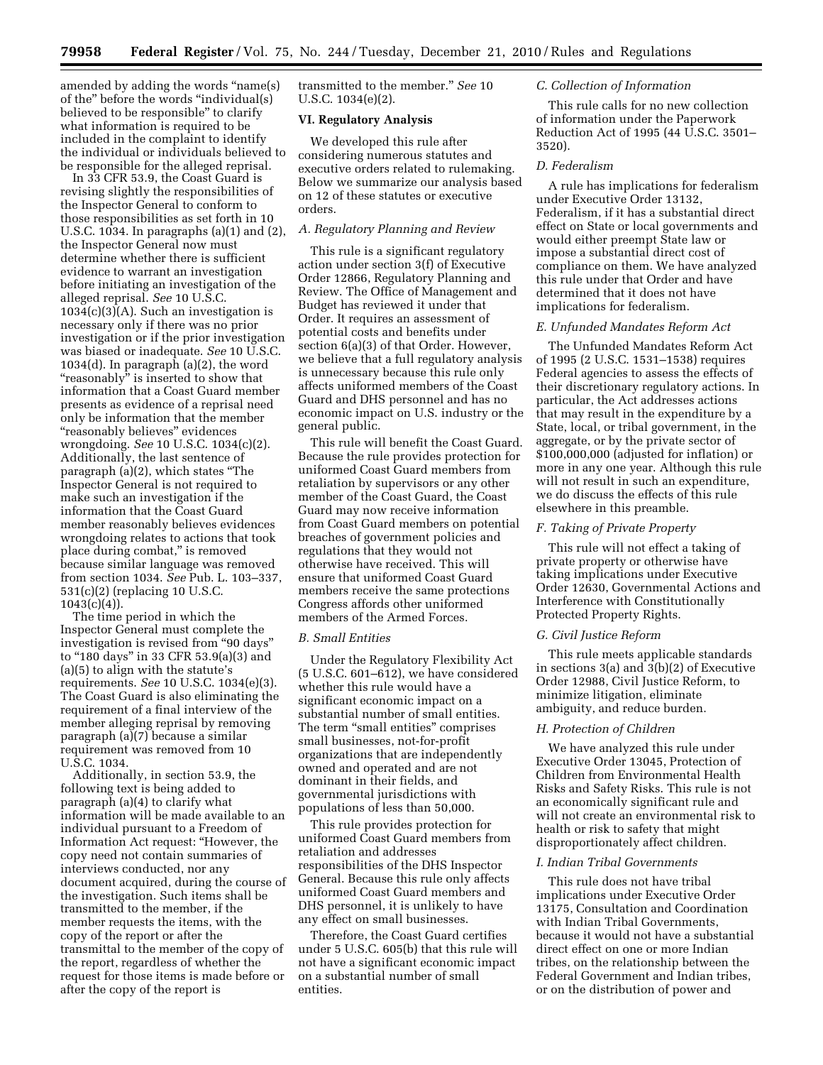amended by adding the words "name(s) of the" before the words "individual(s) believed to be responsible" to clarify what information is required to be included in the complaint to identify the individual or individuals believed to be responsible for the alleged reprisal.

In 33 CFR 53.9, the Coast Guard is revising slightly the responsibilities of the Inspector General to conform to those responsibilities as set forth in 10 U.S.C. 1034. In paragraphs (a)(1) and (2), the Inspector General now must determine whether there is sufficient evidence to warrant an investigation before initiating an investigation of the alleged reprisal. *See* 10 U.S.C. 1034(c)(3)(A). Such an investigation is necessary only if there was no prior investigation or if the prior investigation was biased or inadequate. *See* 10 U.S.C. 1034(d). In paragraph (a)(2), the word "reasonably" is inserted to show that information that a Coast Guard member presents as evidence of a reprisal need only be information that the member "reasonably believes" evidences wrongdoing. *See* 10 U.S.C. 1034(c)(2). Additionally, the last sentence of paragraph (a)(2), which states "The Inspector General is not required to make such an investigation if the information that the Coast Guard member reasonably believes evidences wrongdoing relates to actions that took place during combat," is removed because similar language was removed from section 1034. *See* Pub. L. 103–337, 531(c)(2) (replacing 10 U.S.C. 1043(c)(4)).

The time period in which the Inspector General must complete the investigation is revised from "90 days" to "180 days" in 33 CFR 53.9(a)(3) and (a)(5) to align with the statute's requirements. *See* 10 U.S.C. 1034(e)(3). The Coast Guard is also eliminating the requirement of a final interview of the member alleging reprisal by removing paragraph (a)(7) because a similar requirement was removed from 10 U.S.C. 1034.

Additionally, in section 53.9, the following text is being added to paragraph (a)(4) to clarify what information will be made available to an individual pursuant to a Freedom of Information Act request: "However, the copy need not contain summaries of interviews conducted, nor any document acquired, during the course of the investigation. Such items shall be transmitted to the member, if the member requests the items, with the copy of the report or after the transmittal to the member of the copy of the report, regardless of whether the request for those items is made before or after the copy of the report is transmitted to the member." *See* 10 U.S.C. 1034(e)(2).

## VI. Regulatory Analysis

We developed this rule after considering numerous statutes and executive orders related to rulemaking. Below we summarize our analysis based on 12 of these statutes or executive orders.

### *A. Regulatory Planning and Review*

This rule is a significant regulatory action under section 3(f) of Executive Order 12866, Regulatory Planning and Review. The Office of Management and Budget has reviewed it under that Order. It requires an assessment of potential costs and benefits under section 6(a)(3) of that Order. However, we believe that a full regulatory analysis is unnecessary because this rule only affects uniformed members of the Coast Guard and DHS personnel and has no economic impact on U.S. industry or the general public.

This rule will benefit the Coast Guard. Because the rule provides protection for uniformed Coast Guard members from retaliation by supervisors or any other member of the Coast Guard, the Coast Guard may now receive information from Coast Guard members on potential breaches of government policies and regulations that they would not otherwise have received. This will ensure that uniformed Coast Guard members receive the same protections Congress affords other uniformed members of the Armed Forces.

### *B. Small Entities*

Under the Regulatory Flexibility Act (5 U.S.C. 601–612), we have considered whether this rule would have a significant economic impact on a substantial number of small entities. The term "small entities" comprises small businesses, not-for-profit organizations that are independently owned and operated and are not dominant in their fields, and governmental jurisdictions with populations of less than 50,000.

This rule provides protection for uniformed Coast Guard members from retaliation and addresses responsibilities of the DHS Inspector General. Because this rule only affects uniformed Coast Guard members and DHS personnel, it is unlikely to have any effect on small businesses.

Therefore, the Coast Guard certifies under 5 U.S.C. 605(b) that this rule will not have a significant economic impact on a substantial number of small entities.

### *C. Collection of Information*

This rule calls for no new collection of information under the Paperwork Reduction Act of 1995 (44 U.S.C. 3501–3520).

### *D. Federalism*

A rule has implications for federalism under Executive Order 13132, Federalism, if it has a substantial direct effect on State or local governments and would either preempt State law or impose a substantial direct cost of compliance on them. We have analyzed this rule under that Order and have determined that it does not have implications for federalism.

### *E. Unfunded Mandates Reform Act*

The Unfunded Mandates Reform Act of 1995 (2 U.S.C. 1531–1538) requires Federal agencies to assess the effects of their discretionary regulatory actions. In particular, the Act addresses actions that may result in the expenditure by a State, local, or tribal government, in the aggregate, or by the private sector of $100,000,000 (adjusted for inflation) or more in any one year. Although this rule will not result in such an expenditure, we do discuss the effects of this rule elsewhere in this preamble.

### *F. Taking of Private Property*

This rule will not effect a taking of private property or otherwise have taking implications under Executive Order 12630, Governmental Actions and Interference with Constitutionally Protected Property Rights.

### *G. Civil Justice Reform*

This rule meets applicable standards in sections 3(a) and 3(b)(2) of Executive Order 12988, Civil Justice Reform, to minimize litigation, eliminate ambiguity, and reduce burden.

### *H. Protection of Children*

We have analyzed this rule under Executive Order 13045, Protection of Children from Environmental Health Risks and Safety Risks. This rule is not an economically significant rule and will not create an environmental risk to health or risk to safety that might disproportionately affect children.

### *I. Indian Tribal Governments*

This rule does not have tribal implications under Executive Order 13175, Consultation and Coordination with Indian Tribal Governments, because it would not have a substantial direct effect on one or more Indian tribes, on the relationship between the Federal Government and Indian tribes, or on the distribution of power and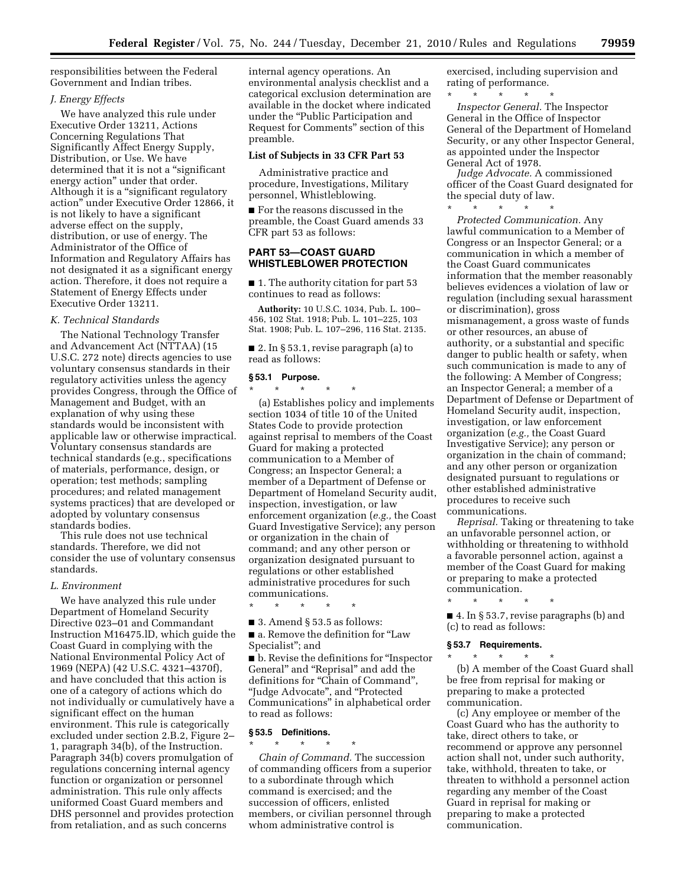responsibilities between the Federal Government and Indian tribes.

### *J. Energy Effects*

We have analyzed this rule under Executive Order 13211, Actions Concerning Regulations That Significantly Affect Energy Supply, Distribution, or Use. We have determined that it is not a "significant energy action" under that order. Although it is a "significant regulatory action" under Executive Order 12866, it is not likely to have a significant adverse effect on the supply, distribution, or use of energy. The Administrator of the Office of Information and Regulatory Affairs has not designated it as a significant energy action. Therefore, it does not require a Statement of Energy Effects under Executive Order 13211.

### *K. Technical Standards*

The National Technology Transfer and Advancement Act (NTTAA) (15 U.S.C. 272 note) directs agencies to use voluntary consensus standards in their regulatory activities unless the agency provides Congress, through the Office of Management and Budget, with an explanation of why using these standards would be inconsistent with applicable law or otherwise impractical. Voluntary consensus standards are technical standards (e.g., specifications of materials, performance, design, or operation; test methods; sampling procedures; and related management systems practices) that are developed or adopted by voluntary consensus standards bodies.

This rule does not use technical standards. Therefore, we did not consider the use of voluntary consensus standards.

### *L. Environment*

We have analyzed this rule under Department of Homeland Security Directive 023–01 and Commandant Instruction M16475.lD, which guide the Coast Guard in complying with the National Environmental Policy Act of 1969 (NEPA) (42 U.S.C. 4321–4370f), and have concluded that this action is one of a category of actions which do not individually or cumulatively have a significant effect on the human environment. This rule is categorically excluded under section 2.B.2, Figure 2–1, paragraph 34(b), of the Instruction. Paragraph 34(b) covers promulgation of regulations concerning internal agency function or organization or personnel administration. This rule only affects uniformed Coast Guard members and DHS personnel and provides protection from retaliation, and as such concerns internal agency operations. An environmental analysis checklist and a categorical exclusion determination are available in the docket where indicated under the "Public Participation and Request for Comments" section of this preamble.

**List of Subjects in 33 CFR Part 53**

Administrative practice and procedure, Investigations, Military personnel, Whistleblowing.

■ For the reasons discussed in the preamble, the Coast Guard amends 33 CFR part 53 as follows:

## PART 53—COAST GUARD WHISTLEBLOWER PROTECTION

■ 1. The authority citation for part 53 continues to read as follows:

**Authority:** 10 U.S.C. 1034, Pub. L. 100–456, 102 Stat. 1918; Pub. L. 101–225, 103 Stat. 1908; Pub. L. 107–296, 116 Stat. 2135.

■ 2. In § 53.1, revise paragraph (a) to read as follows:

### § 53.1 Purpose.

\* \* \* \* \*

(a) Establishes policy and implements section 1034 of title 10 of the United States Code to provide protection against reprisal to members of the Coast Guard for making a protected communication to a Member of Congress; an Inspector General; a member of a Department of Defense or Department of Homeland Security audit, inspection, investigation, or law enforcement organization (*e.g.,* the Coast Guard Investigative Service); any person or organization in the chain of command; and any other person or organization designated pursuant to regulations or other established administrative procedures for such communications.

\* \* \* \* \*

■ 3. Amend § 53.5 as follows:

■ a. Remove the definition for "Law Specialist"; and

■ b. Revise the definitions for "Inspector General" and "Reprisal" and add the definitions for "Chain of Command", "Judge Advocate", and "Protected Communications" in alphabetical order to read as follows:

### § 53.5 Definitions.

\* \* \* \* \*

*Chain of Command.* The succession of commanding officers from a superior to a subordinate through which command is exercised; and the succession of officers, enlisted members, or civilian personnel through whom administrative control is exercised, including supervision and rating of performance.

\* \* \* \* \*

*Inspector General.* The Inspector General in the Office of Inspector General of the Department of Homeland Security, or any other Inspector General, as appointed under the Inspector General Act of 1978.

*Judge Advocate.* A commissioned officer of the Coast Guard designated for the special duty of law.

\* \* \* \* \*

*Protected Communication.* Any lawful communication to a Member of Congress or an Inspector General; or a communication in which a member of the Coast Guard communicates information that the member reasonably believes evidences a violation of law or regulation (including sexual harassment or discrimination), gross mismanagement, a gross waste of funds or other resources, an abuse of authority, or a substantial and specific danger to public health or safety, when such communication is made to any of the following: A Member of Congress; an Inspector General; a member of a Department of Defense or Department of Homeland Security audit, inspection, investigation, or law enforcement organization (*e.g.,* the Coast Guard Investigative Service); any person or organization in the chain of command; and any other person or organization designated pursuant to regulations or other established administrative procedures to receive such communications.

*Reprisal.* Taking or threatening to take an unfavorable personnel action, or withholding or threatening to withhold a favorable personnel action, against a member of the Coast Guard for making or preparing to make a protected communication.

\* \* \* \* \*

■ 4. In § 53.7, revise paragraphs (b) and (c) to read as follows:

### § 53.7 Requirements.

\* \* \* \* \*

(b) A member of the Coast Guard shall be free from reprisal for making or preparing to make a protected communication.

(c) Any employee or member of the Coast Guard who has the authority to take, direct others to take, or recommend or approve any personnel action shall not, under such authority, take, withhold, threaten to take, or threaten to withhold a personnel action regarding any member of the Coast Guard in reprisal for making or preparing to make a protected communication.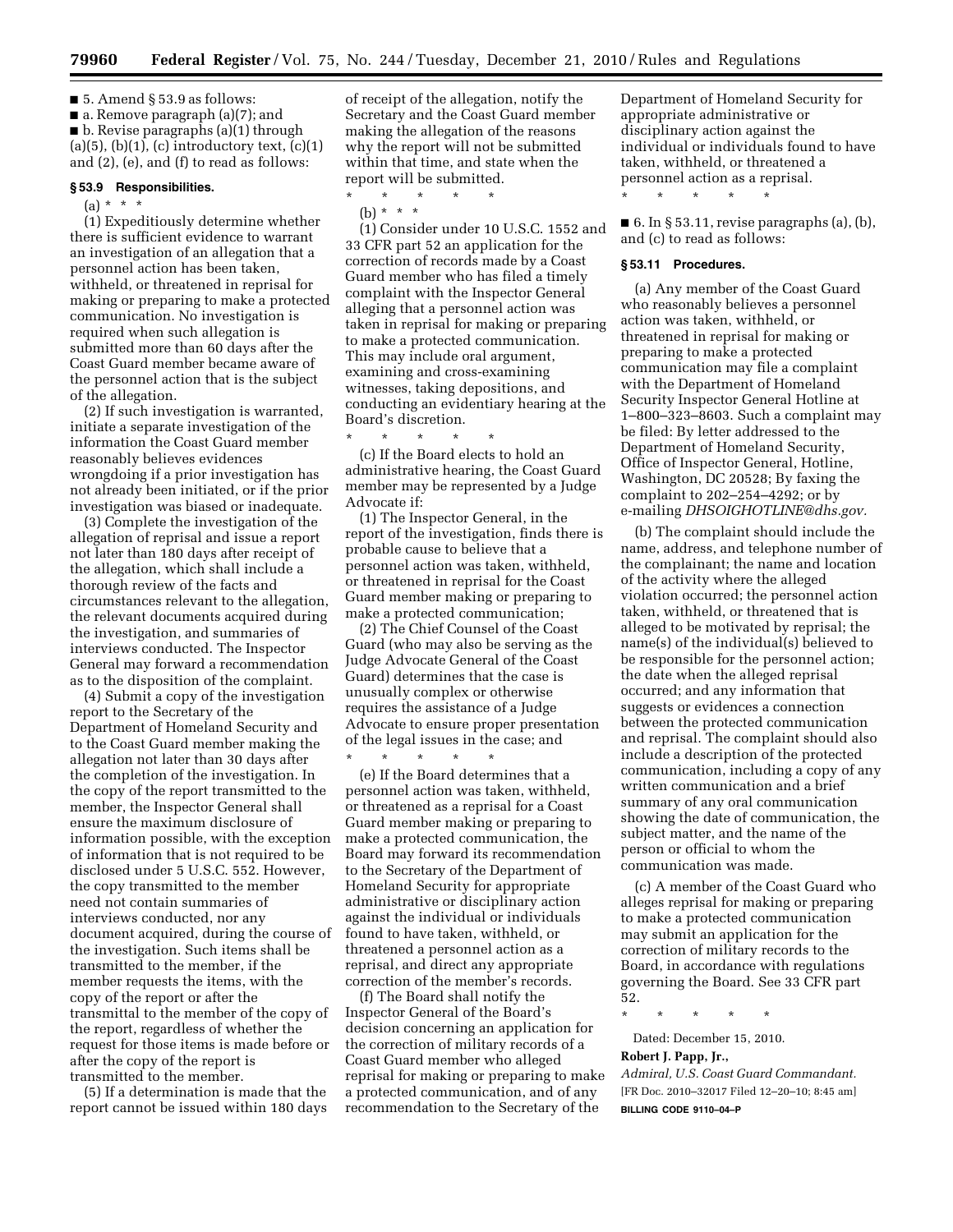■ 5. Amend § 53.9 as follows:

■ a. Remove paragraph (a)(7); and

■ b. Revise paragraphs (a)(1) through (a)(5), (b)(1), (c) introductory text, (c)(1) and (2), (e), and (f) to read as follows:

### § 53.9 Responsibilities.

(a) * * *

(1) Expeditiously determine whether there is sufficient evidence to warrant an investigation of an allegation that a personnel action has been taken, withheld, or threatened in reprisal for making or preparing to make a protected communication. No investigation is required when such allegation is submitted more than 60 days after the Coast Guard member became aware of the personnel action that is the subject of the allegation.

(2) If such investigation is warranted, initiate a separate investigation of the information the Coast Guard member reasonably believes evidences wrongdoing if a prior investigation has not already been initiated, or if the prior investigation was biased or inadequate.

(3) Complete the investigation of the allegation of reprisal and issue a report not later than 180 days after receipt of the allegation, which shall include a thorough review of the facts and circumstances relevant to the allegation, the relevant documents acquired during the investigation, and summaries of interviews conducted. The Inspector General may forward a recommendation as to the disposition of the complaint.

(4) Submit a copy of the investigation report to the Secretary of the Department of Homeland Security and to the Coast Guard member making the allegation not later than 30 days after the completion of the investigation. In the copy of the report transmitted to the member, the Inspector General shall ensure the maximum disclosure of information possible, with the exception of information that is not required to be disclosed under 5 U.S.C. 552. However, the copy transmitted to the member need not contain summaries of interviews conducted, nor any document acquired, during the course of the investigation. Such items shall be transmitted to the member, if the member requests the items, with the copy of the report or after the transmittal to the member of the copy of the report, regardless of whether the request for those items is made before or after the copy of the report is transmitted to the member.

(5) If a determination is made that the report cannot be issued within 180 days of receipt of the allegation, notify the Secretary and the Coast Guard member making the allegation of the reasons why the report will not be submitted within that time, and state when the report will be submitted.

\* \* \* \* \*

(b) * * *

(1) Consider under 10 U.S.C. 1552 and 33 CFR part 52 an application for the correction of records made by a Coast Guard member who has filed a timely complaint with the Inspector General alleging that a personnel action was taken in reprisal for making or preparing to make a protected communication. This may include oral argument, examining and cross-examining witnesses, taking depositions, and conducting an evidentiary hearing at the Board's discretion.

\* \* \* \* \*

(c) If the Board elects to hold an administrative hearing, the Coast Guard member may be represented by a Judge Advocate if:

(1) The Inspector General, in the report of the investigation, finds there is probable cause to believe that a personnel action was taken, withheld, or threatened in reprisal for the Coast Guard member making or preparing to make a protected communication;

(2) The Chief Counsel of the Coast Guard (who may also be serving as the Judge Advocate General of the Coast Guard) determines that the case is unusually complex or otherwise requires the assistance of a Judge Advocate to ensure proper presentation of the legal issues in the case; and

\* \* \* \* \*

(e) If the Board determines that a personnel action was taken, withheld, or threatened as a reprisal for a Coast Guard member making or preparing to make a protected communication, the Board may forward its recommendation to the Secretary of the Department of Homeland Security for appropriate administrative or disciplinary action against the individual or individuals found to have taken, withheld, or threatened a personnel action as a reprisal, and direct any appropriate correction of the member's records.

(f) The Board shall notify the Inspector General of the Board's decision concerning an application for the correction of military records of a Coast Guard member who alleged reprisal for making or preparing to make a protected communication, and of any recommendation to the Secretary of the Department of Homeland Security for appropriate administrative or disciplinary action against the individual or individuals found to have taken, withheld, or threatened a personnel action as a reprisal.

\* \* \* \* \*

■ 6. In § 53.11, revise paragraphs (a), (b), and (c) to read as follows:

### § 53.11 Procedures.

(a) Any member of the Coast Guard who reasonably believes a personnel action was taken, withheld, or threatened in reprisal for making or preparing to make a protected communication may file a complaint with the Department of Homeland Security Inspector General Hotline at 1–800–323–8603. Such a complaint may be filed: By letter addressed to the Department of Homeland Security, Office of Inspector General, Hotline, Washington, DC 20528; By faxing the complaint to 202–254–4292; or by e-mailing *DHSOIGHOTLINE@dhs.gov.*

(b) The complaint should include the name, address, and telephone number of the complainant; the name and location of the activity where the alleged violation occurred; the personnel action taken, withheld, or threatened that is alleged to be motivated by reprisal; the name(s) of the individual(s) believed to be responsible for the personnel action; the date when the alleged reprisal occurred; and any information that suggests or evidences a connection between the protected communication and reprisal. The complaint should also include a description of the protected communication, including a copy of any written communication and a brief summary of any oral communication showing the date of communication, the subject matter, and the name of the person or official to whom the communication was made.

(c) A member of the Coast Guard who alleges reprisal for making or preparing to make a protected communication may submit an application for the correction of military records to the Board, in accordance with regulations governing the Board. See 33 CFR part 52.

\* \* \* \* \*

Dated: December 15, 2010.

**Robert J. Papp, Jr.,**

*Admiral, U.S. Coast Guard Commandant.*

[FR Doc. 2010–32017 Filed 12–20–10; 8:45 am]

**BILLING CODE 9110–04–P**